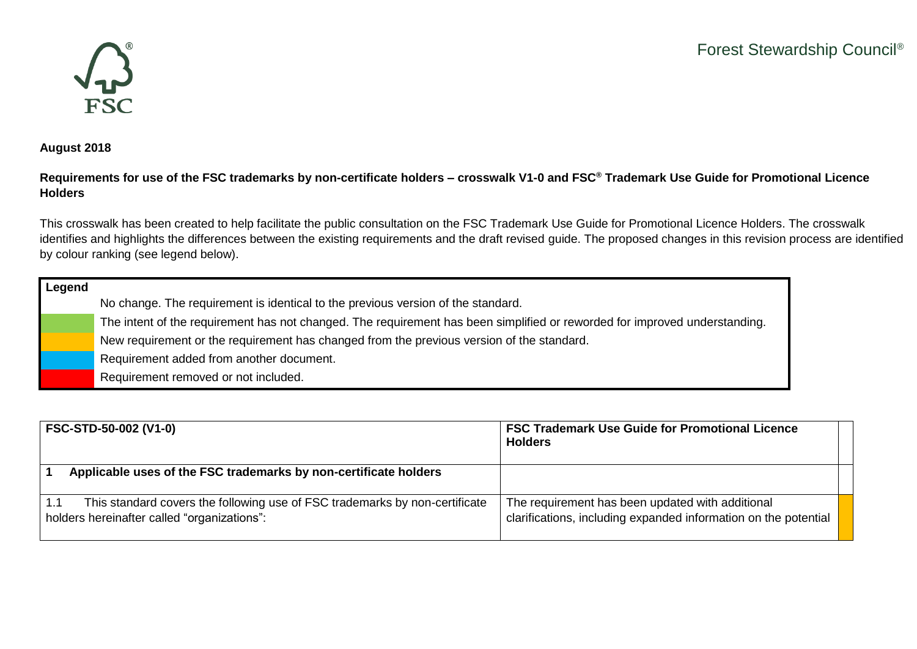Forest Stewardship Council®

**August 2018**

**Requirements for use of the FSC trademarks by non-certificate holders – crosswalk V1-0 and FSC® Trademark Use Guide for Promotional Licence Holders**

This crosswalk has been created to help facilitate the public consultation on the FSC Trademark Use Guide for Promotional Licence Holders. The crosswalk identifies and highlights the differences between the existing requirements and the draft revised guide. The proposed changes in this revision process are identified by colour ranking (see legend below).

| Legend | |
|---|---|
| (no colour) | No change. The requirement is identical to the previous version of the standard. |
| (green) | The intent of the requirement has not changed. The requirement has been simplified or reworded for improved understanding. |
| (orange) | New requirement or the requirement has changed from the previous version of the standard. |
| (blue) | Requirement added from another document. |
| (red) | Requirement removed or not included. |

| FSC-STD-50-002 (V1-0) | FSC Trademark Use Guide for Promotional Licence Holders | |
|---|---|---|
| **1 Applicable uses of the FSC trademarks by non-certificate holders** | | |
| 1.1 This standard covers the following use of FSC trademarks by non-certificate holders hereinafter called "organizations": | The requirement has been updated with additional clarifications, including expanded information on the potential | (orange) |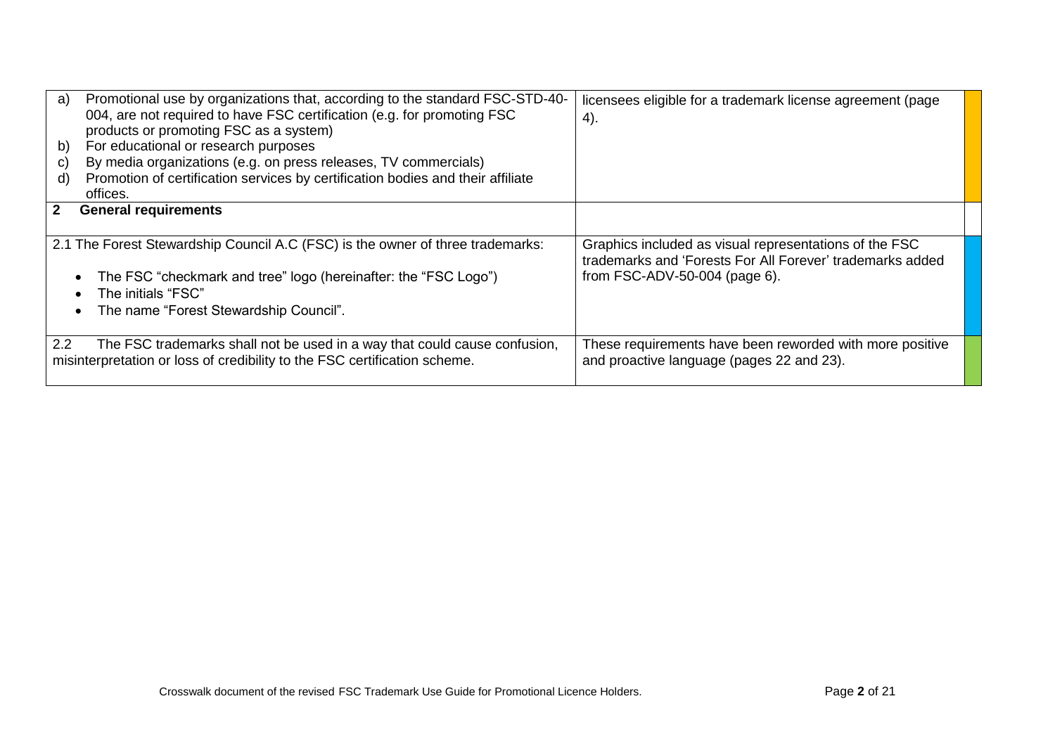| | | |
|---|---|---|
| a) Promotional use by organizations that, according to the standard FSC-STD-40-004, are not required to have FSC certification (e.g. for promoting FSC products or promoting FSC as a system)<br>b) For educational or research purposes<br>c) By media organizations (e.g. on press releases, TV commercials)<br>d) Promotion of certification services by certification bodies and their affiliate offices. | licensees eligible for a trademark license agreement (page 4). | |
| **2 General requirements** | | |
| 2.1 The Forest Stewardship Council A.C (FSC) is the owner of three trademarks:<br>• The FSC "checkmark and tree" logo (hereinafter: the "FSC Logo")<br>• The initials "FSC"<br>• The name "Forest Stewardship Council". | Graphics included as visual representations of the FSC trademarks and 'Forests For All Forever' trademarks added from FSC-ADV-50-004 (page 6). | |
| 2.2 The FSC trademarks shall not be used in a way that could cause confusion, misinterpretation or loss of credibility to the FSC certification scheme. | These requirements have been reworded with more positive and proactive language (pages 22 and 23). | |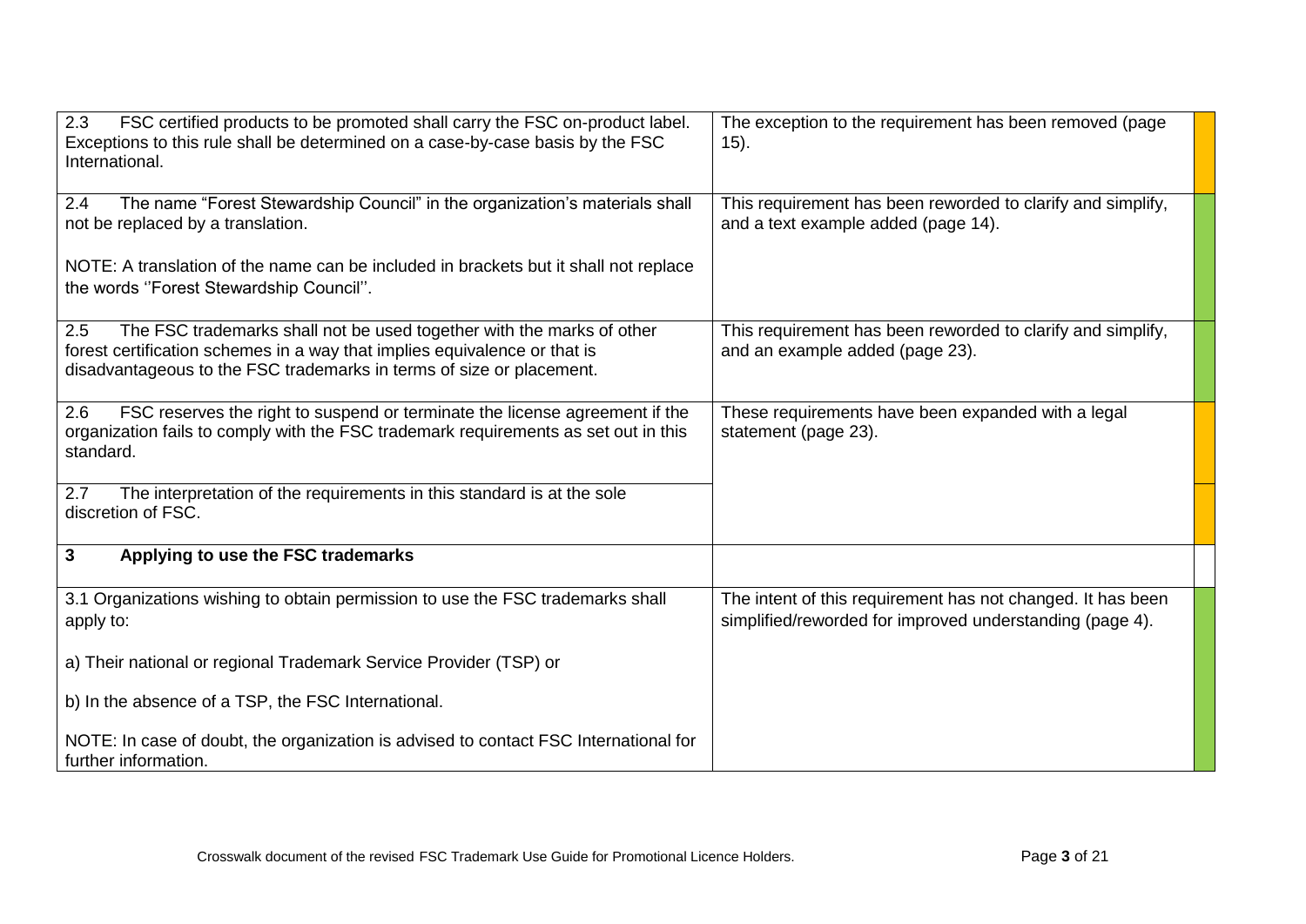| | | |
|---|---|---|
| 2.3 FSC certified products to be promoted shall carry the FSC on-product label. Exceptions to this rule shall be determined on a case-by-case basis by the FSC International. | The exception to the requirement has been removed (page 15). | |
| 2.4 The name "Forest Stewardship Council" in the organization's materials shall not be replaced by a translation.<br><br>NOTE: A translation of the name can be included in brackets but it shall not replace the words ''Forest Stewardship Council''. | This requirement has been reworded to clarify and simplify, and a text example added (page 14). | |
| 2.5 The FSC trademarks shall not be used together with the marks of other forest certification schemes in a way that implies equivalence or that is disadvantageous to the FSC trademarks in terms of size or placement. | This requirement has been reworded to clarify and simplify, and an example added (page 23). | |
| 2.6 FSC reserves the right to suspend or terminate the license agreement if the organization fails to comply with the FSC trademark requirements as set out in this standard. | These requirements have been expanded with a legal statement (page 23). | |
| 2.7 The interpretation of the requirements in this standard is at the sole discretion of FSC. | | |
| **3 Applying to use the FSC trademarks** | | |
| 3.1 Organizations wishing to obtain permission to use the FSC trademarks shall apply to:<br><br>a) Their national or regional Trademark Service Provider (TSP) or<br><br>b) In the absence of a TSP, the FSC International.<br><br>NOTE: In case of doubt, the organization is advised to contact FSC International for further information. | The intent of this requirement has not changed. It has been simplified/reworded for improved understanding (page 4). | |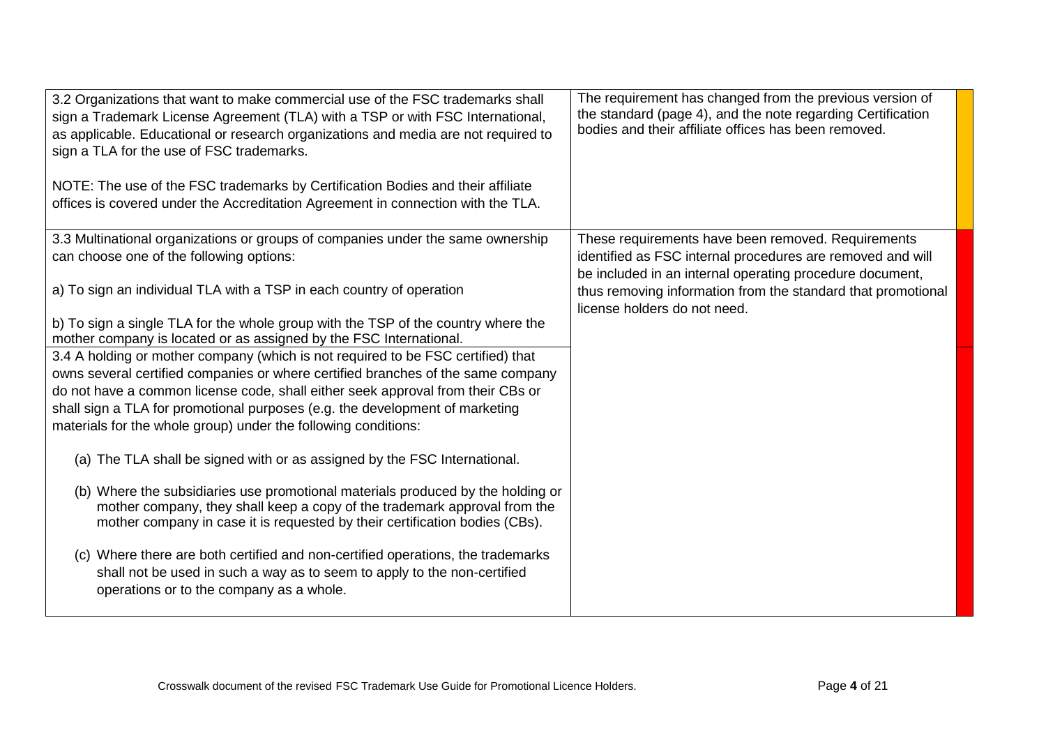| | | |
|---|---|---|
| 3.2 Organizations that want to make commercial use of the FSC trademarks shall sign a Trademark License Agreement (TLA) with a TSP or with FSC International, as applicable. Educational or research organizations and media are not required to sign a TLA for the use of FSC trademarks.<br><br>NOTE: The use of the FSC trademarks by Certification Bodies and their affiliate offices is covered under the Accreditation Agreement in connection with the TLA. | The requirement has changed from the previous version of the standard (page 4), and the note regarding Certification bodies and their affiliate offices has been removed. | |
| 3.3 Multinational organizations or groups of companies under the same ownership can choose one of the following options:<br><br>a) To sign an individual TLA with a TSP in each country of operation<br><br>b) To sign a single TLA for the whole group with the TSP of the country where the mother company is located or as assigned by the FSC International. | These requirements have been removed. Requirements identified as FSC internal procedures are removed and will be included in an internal operating procedure document, thus removing information from the standard that promotional license holders do not need. | |
| 3.4 A holding or mother company (which is not required to be FSC certified) that owns several certified companies or where certified branches of the same company do not have a common license code, shall either seek approval from their CBs or shall sign a TLA for promotional purposes (e.g. the development of marketing materials for the whole group) under the following conditions:<br><br>(a) The TLA shall be signed with or as assigned by the FSC International.<br><br>(b) Where the subsidiaries use promotional materials produced by the holding or mother company, they shall keep a copy of the trademark approval from the mother company in case it is requested by their certification bodies (CBs).<br><br>(c) Where there are both certified and non-certified operations, the trademarks shall not be used in such a way as to seem to apply to the non-certified operations or to the company as a whole. | | |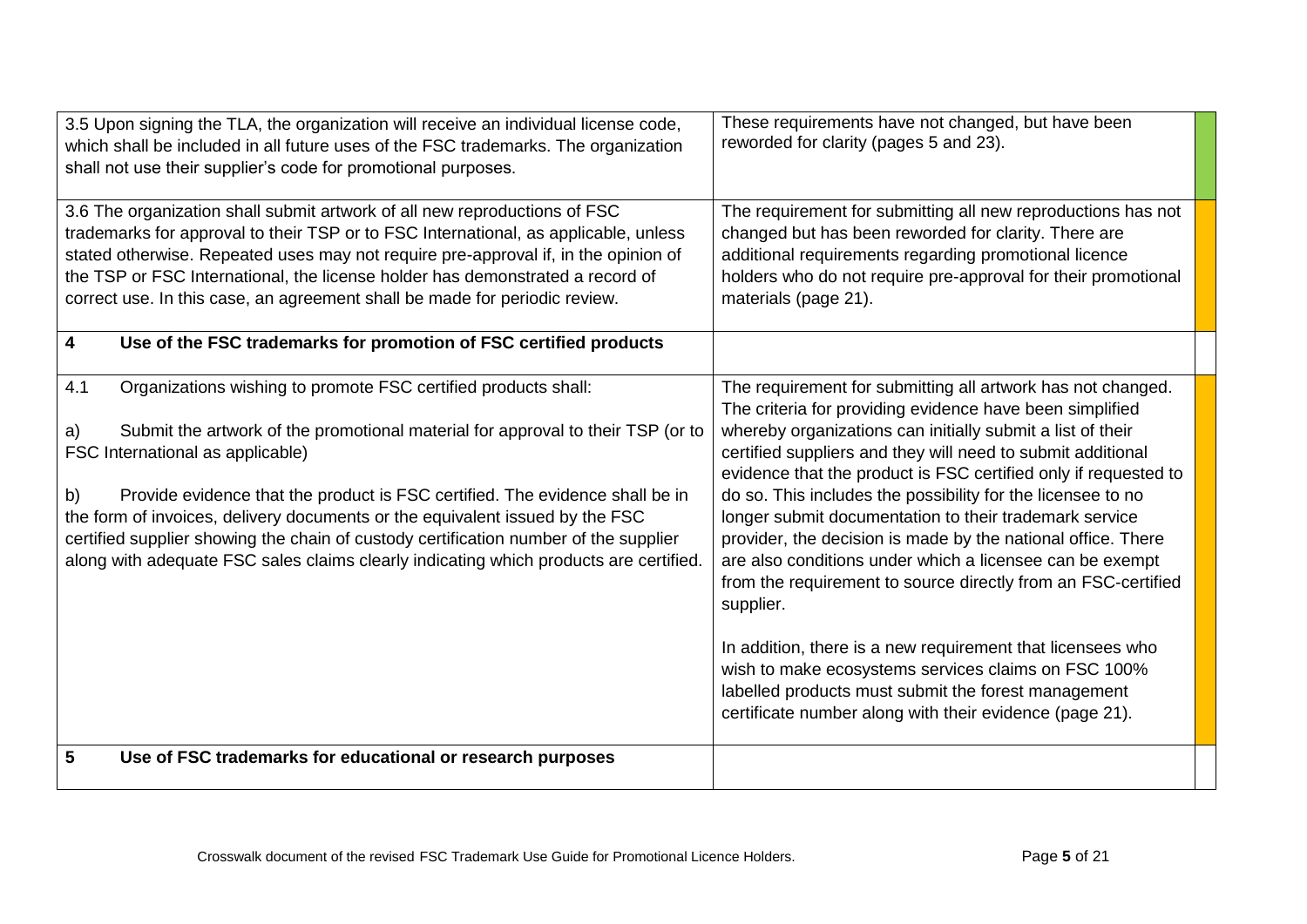| | | |
|---|---|---|
| 3.5 Upon signing the TLA, the organization will receive an individual license code, which shall be included in all future uses of the FSC trademarks. The organization shall not use their supplier's code for promotional purposes. | These requirements have not changed, but have been reworded for clarity (pages 5 and 23). | |
| 3.6 The organization shall submit artwork of all new reproductions of FSC trademarks for approval to their TSP or to FSC International, as applicable, unless stated otherwise. Repeated uses may not require pre-approval if, in the opinion of the TSP or FSC International, the license holder has demonstrated a record of correct use. In this case, an agreement shall be made for periodic review. | The requirement for submitting all new reproductions has not changed but has been reworded for clarity. There are additional requirements regarding promotional licence holders who do not require pre-approval for their promotional materials (page 21). | |
| **4 Use of the FSC trademarks for promotion of FSC certified products** | | |
| 4.1 Organizations wishing to promote FSC certified products shall:<br><br>a) Submit the artwork of the promotional material for approval to their TSP (or to FSC International as applicable)<br><br>b) Provide evidence that the product is FSC certified. The evidence shall be in the form of invoices, delivery documents or the equivalent issued by the FSC certified supplier showing the chain of custody certification number of the supplier along with adequate FSC sales claims clearly indicating which products are certified. | The requirement for submitting all artwork has not changed. The criteria for providing evidence have been simplified whereby organizations can initially submit a list of their certified suppliers and they will need to submit additional evidence that the product is FSC certified only if requested to do so. This includes the possibility for the licensee to no longer submit documentation to their trademark service provider, the decision is made by the national office. There are also conditions under which a licensee can be exempt from the requirement to source directly from an FSC-certified supplier.<br><br>In addition, there is a new requirement that licensees who wish to make ecosystems services claims on FSC 100% labelled products must submit the forest management certificate number along with their evidence (page 21). | |
| **5 Use of FSC trademarks for educational or research purposes** | | |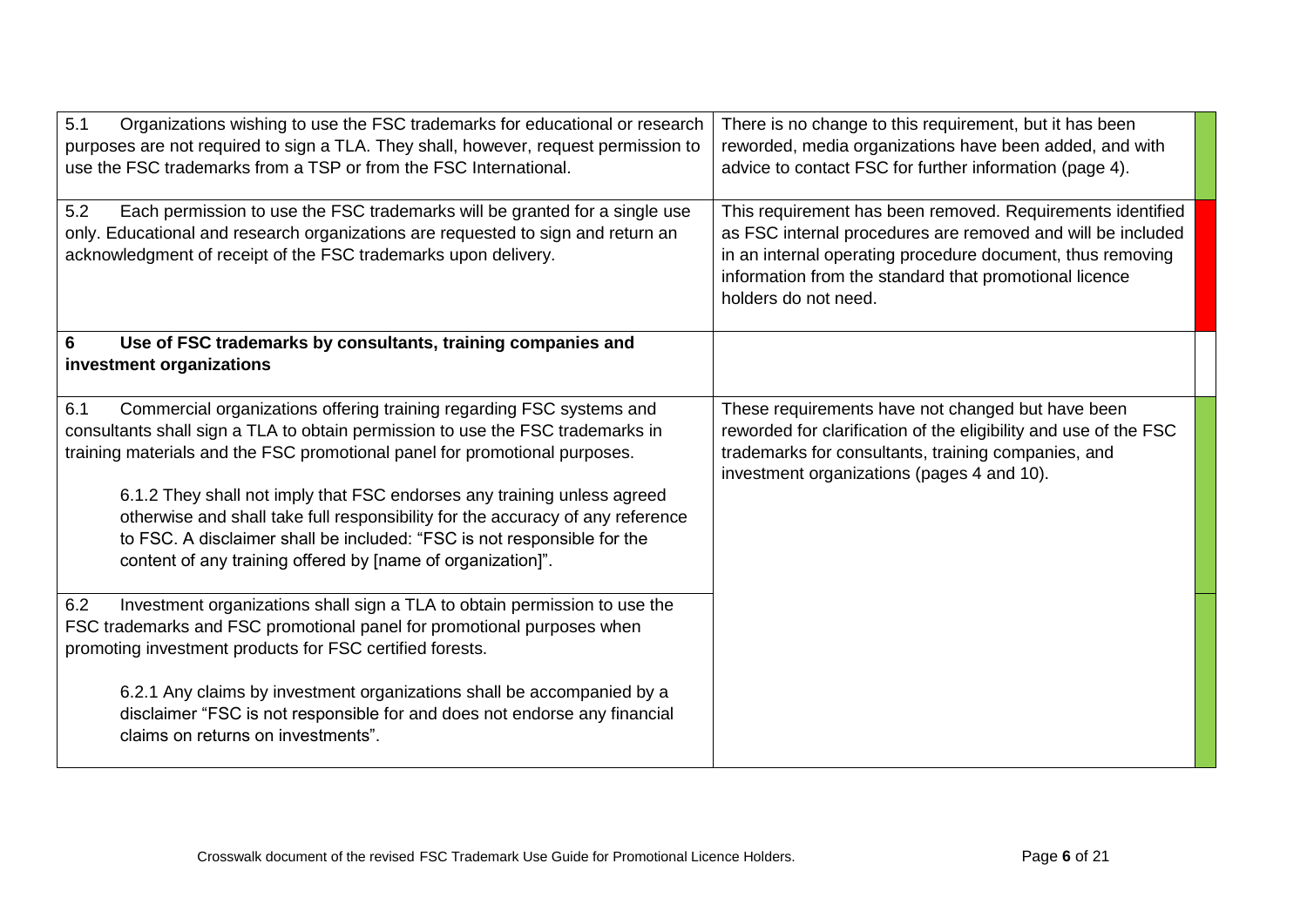| | | |
|---|---|---|
| 5.1 Organizations wishing to use the FSC trademarks for educational or research purposes are not required to sign a TLA. They shall, however, request permission to use the FSC trademarks from a TSP or from the FSC International. | There is no change to this requirement, but it has been reworded, media organizations have been added, and with advice to contact FSC for further information (page 4). | |
| 5.2 Each permission to use the FSC trademarks will be granted for a single use only. Educational and research organizations are requested to sign and return an acknowledgment of receipt of the FSC trademarks upon delivery. | This requirement has been removed. Requirements identified as FSC internal procedures are removed and will be included in an internal operating procedure document, thus removing information from the standard that promotional licence holders do not need. | |
| **6 Use of FSC trademarks by consultants, training companies and investment organizations** | | |
| 6.1 Commercial organizations offering training regarding FSC systems and consultants shall sign a TLA to obtain permission to use the FSC trademarks in training materials and the FSC promotional panel for promotional purposes.<br><br>6.1.2 They shall not imply that FSC endorses any training unless agreed otherwise and shall take full responsibility for the accuracy of any reference to FSC. A disclaimer shall be included: "FSC is not responsible for the content of any training offered by [name of organization]". | These requirements have not changed but have been reworded for clarification of the eligibility and use of the FSC trademarks for consultants, training companies, and investment organizations (pages 4 and 10). | |
| 6.2 Investment organizations shall sign a TLA to obtain permission to use the FSC trademarks and FSC promotional panel for promotional purposes when promoting investment products for FSC certified forests.<br><br>6.2.1 Any claims by investment organizations shall be accompanied by a disclaimer "FSC is not responsible for and does not endorse any financial claims on returns on investments". | | |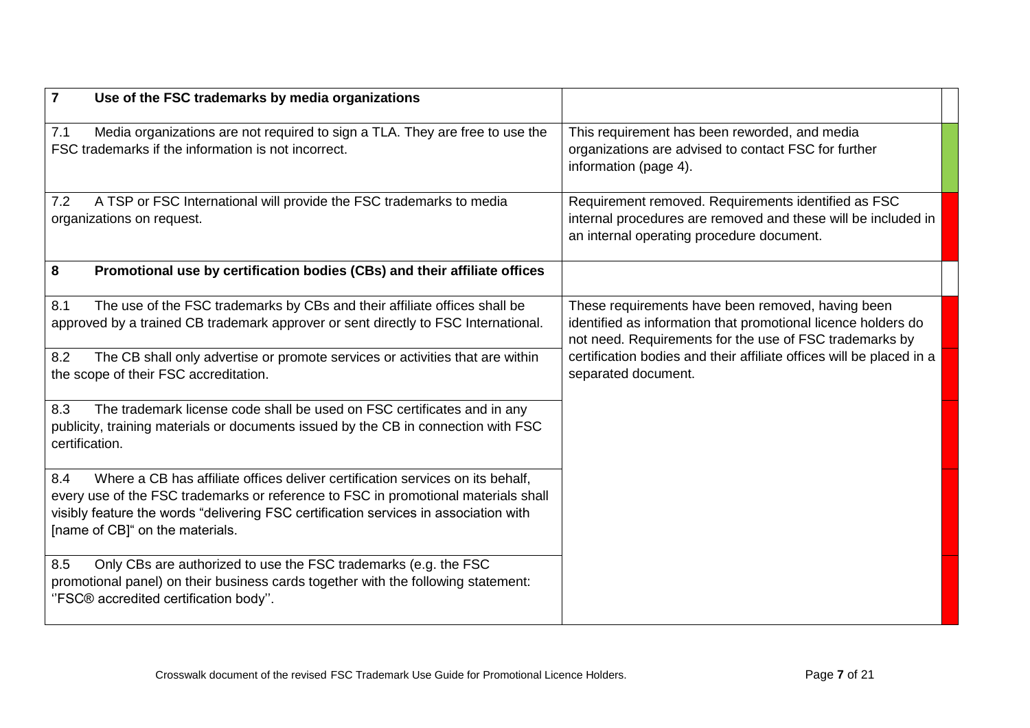| Requirement | Change | |
|---|---|---|
| **7 Use of the FSC trademarks by media organizations** | | |
| 7.1 Media organizations are not required to sign a TLA. They are free to use the FSC trademarks if the information is not incorrect. | This requirement has been reworded, and media organizations are advised to contact FSC for further information (page 4). | |
| 7.2 A TSP or FSC International will provide the FSC trademarks to media organizations on request. | Requirement removed. Requirements identified as FSC internal procedures are removed and these will be included in an internal operating procedure document. | |
| **8 Promotional use by certification bodies (CBs) and their affiliate offices** | | |
| 8.1 The use of the FSC trademarks by CBs and their affiliate offices shall be approved by a trained CB trademark approver or sent directly to FSC International. | These requirements have been removed, having been identified as information that promotional licence holders do not need. Requirements for the use of FSC trademarks by certification bodies and their affiliate offices will be placed in a separated document. | |
| 8.2 The CB shall only advertise or promote services or activities that are within the scope of their FSC accreditation. | | |
| 8.3 The trademark license code shall be used on FSC certificates and in any publicity, training materials or documents issued by the CB in connection with FSC certification. | | |
| 8.4 Where a CB has affiliate offices deliver certification services on its behalf, every use of the FSC trademarks or reference to FSC in promotional materials shall visibly feature the words "delivering FSC certification services in association with [name of CB]" on the materials. | | |
| 8.5 Only CBs are authorized to use the FSC trademarks (e.g. the FSC promotional panel) on their business cards together with the following statement: ''FSC® accredited certification body''. | | |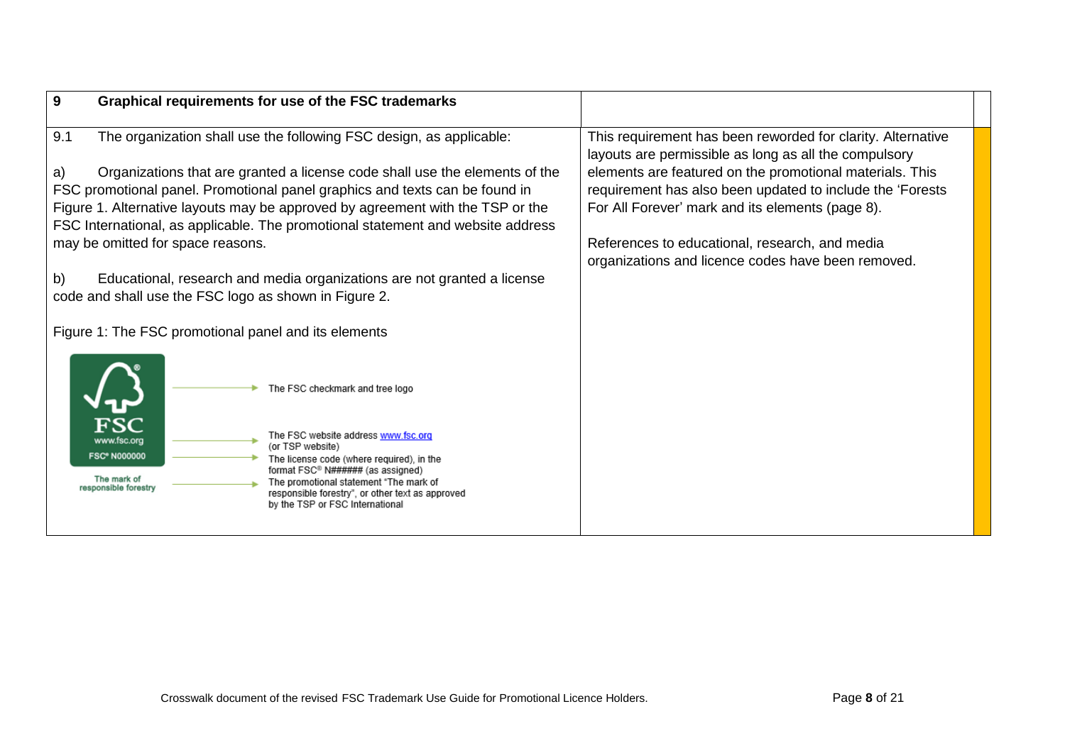| 9 Graphical requirements for use of the FSC trademarks | |
|---|---|
| 9.1 The organization shall use the following FSC design, as applicable:<br><br>a) Organizations that are granted a license code shall use the elements of the FSC promotional panel. Promotional panel graphics and texts can be found in Figure 1. Alternative layouts may be approved by agreement with the TSP or the FSC International, as applicable. The promotional statement and website address may be omitted for space reasons.<br><br>b) Educational, research and media organizations are not granted a license code and shall use the FSC logo as shown in Figure 2.<br><br>Figure 1: The FSC promotional panel and its elements<br><br>FSC www.fsc.org FSC® N000000 The mark of responsible forestry<br><br>The FSC checkmark and tree logo<br>The FSC website address www.fsc.org (or TSP website)<br>The license code (where required), in the format FSC® N###### (as assigned)<br>The promotional statement "The mark of responsible forestry", or other text as approved by the TSP or FSC International | This requirement has been reworded for clarity. Alternative layouts are permissible as long as all the compulsory elements are featured on the promotional materials. This requirement has also been updated to include the 'Forests For All Forever' mark and its elements (page 8).<br><br>References to educational, research, and media organizations and licence codes have been removed. |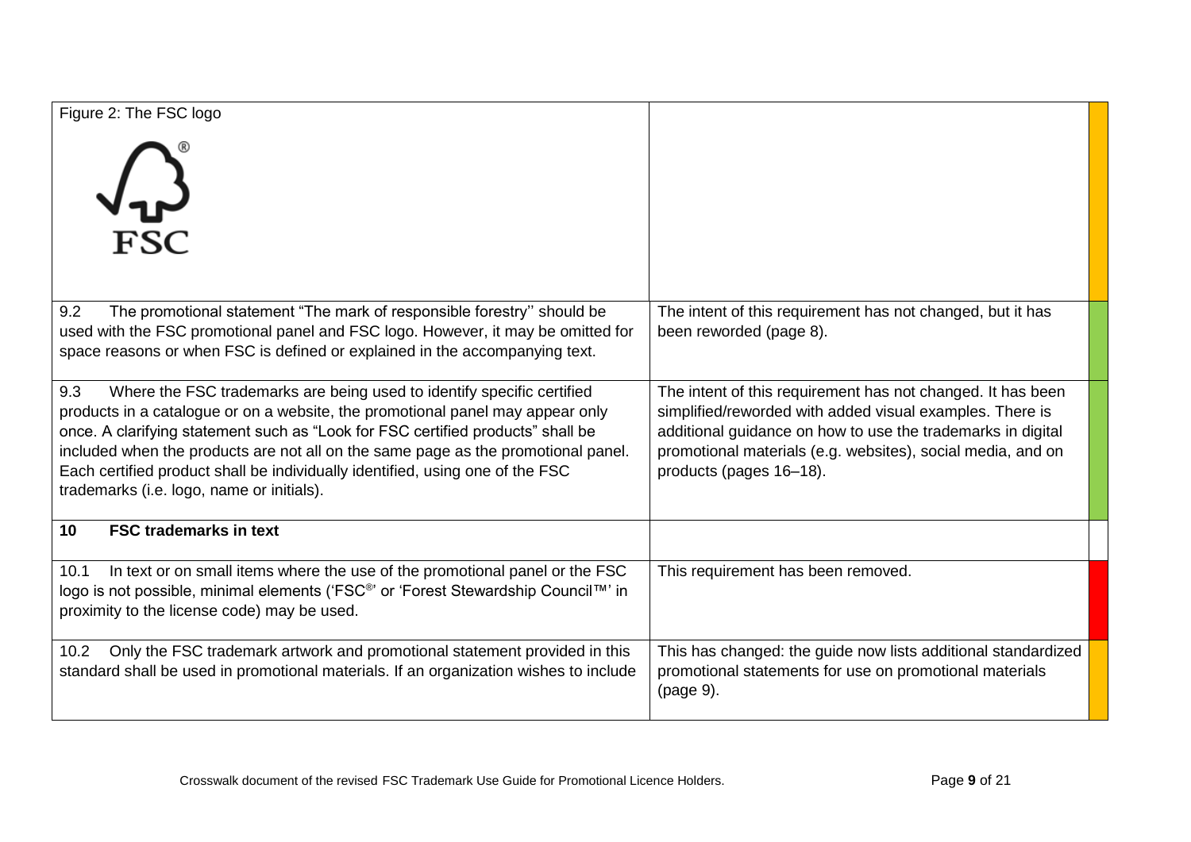| | |
|---|---|
| Figure 2: The FSC logo | |
| 9.2 The promotional statement "The mark of responsible forestry'' should be used with the FSC promotional panel and FSC logo. However, it may be omitted for space reasons or when FSC is defined or explained in the accompanying text. | The intent of this requirement has not changed, but it has been reworded (page 8). |
| 9.3 Where the FSC trademarks are being used to identify specific certified products in a catalogue or on a website, the promotional panel may appear only once. A clarifying statement such as "Look for FSC certified products" shall be included when the products are not all on the same page as the promotional panel. Each certified product shall be individually identified, using one of the FSC trademarks (i.e. logo, name or initials). | The intent of this requirement has not changed. It has been simplified/reworded with added visual examples. There is additional guidance on how to use the trademarks in digital promotional materials (e.g. websites), social media, and on products (pages 16–18). |
| **10 FSC trademarks in text** | |
| 10.1 In text or on small items where the use of the promotional panel or the FSC logo is not possible, minimal elements ('FSC®' or 'Forest Stewardship Council™' in proximity to the license code) may be used. | This requirement has been removed. |
| 10.2 Only the FSC trademark artwork and promotional statement provided in this standard shall be used in promotional materials. If an organization wishes to include | This has changed: the guide now lists additional standardized promotional statements for use on promotional materials (page 9). |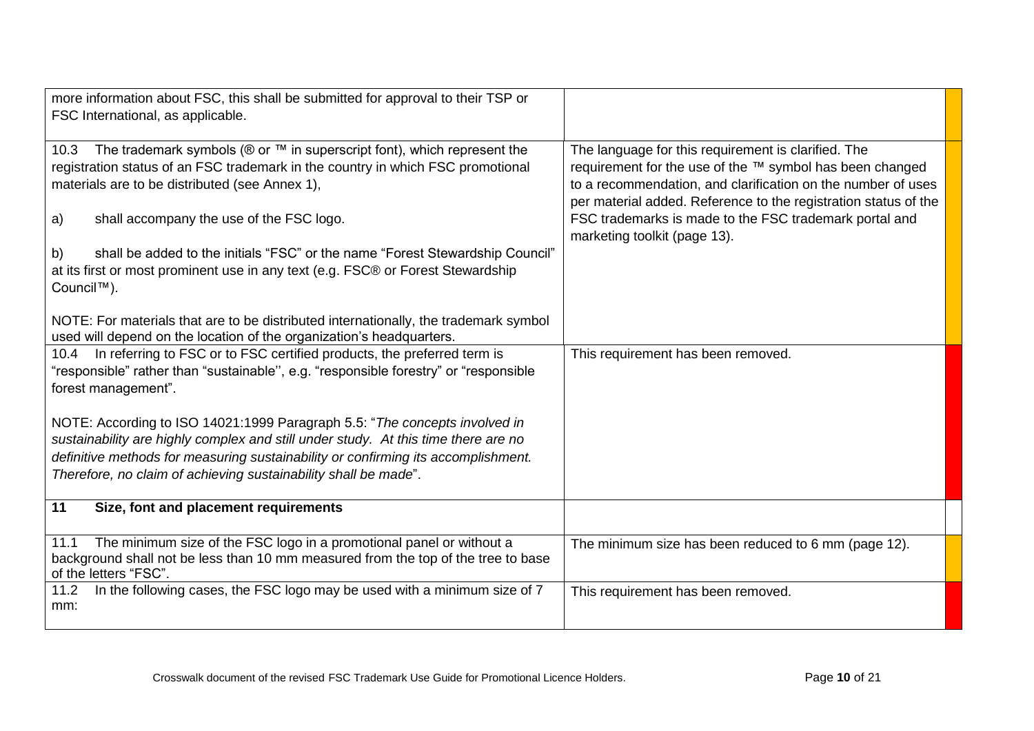| | | |
|---|---|---|
| more information about FSC, this shall be submitted for approval to their TSP or FSC International, as applicable. | | |
| 10.3 The trademark symbols (® or ™ in superscript font), which represent the registration status of an FSC trademark in the country in which FSC promotional materials are to be distributed (see Annex 1),<br><br>a) shall accompany the use of the FSC logo.<br><br>b) shall be added to the initials "FSC" or the name "Forest Stewardship Council" at its first or most prominent use in any text (e.g. FSC® or Forest Stewardship Council™).<br><br>NOTE: For materials that are to be distributed internationally, the trademark symbol used will depend on the location of the organization's headquarters. | The language for this requirement is clarified. The requirement for the use of the ™ symbol has been changed to a recommendation, and clarification on the number of uses per material added. Reference to the registration status of the FSC trademarks is made to the FSC trademark portal and marketing toolkit (page 13). | |
| 10.4 In referring to FSC or to FSC certified products, the preferred term is "responsible" rather than "sustainable'', e.g. "responsible forestry" or "responsible forest management".<br><br>NOTE: According to ISO 14021:1999 Paragraph 5.5: "*The concepts involved in sustainability are highly complex and still under study. At this time there are no definitive methods for measuring sustainability or confirming its accomplishment. Therefore, no claim of achieving sustainability shall be made*". | This requirement has been removed. | |
| **11 Size, font and placement requirements** | | |
| 11.1 The minimum size of the FSC logo in a promotional panel or without a background shall not be less than 10 mm measured from the top of the tree to base of the letters "FSC". | The minimum size has been reduced to 6 mm (page 12). | |
| 11.2 In the following cases, the FSC logo may be used with a minimum size of 7 mm: | This requirement has been removed. | |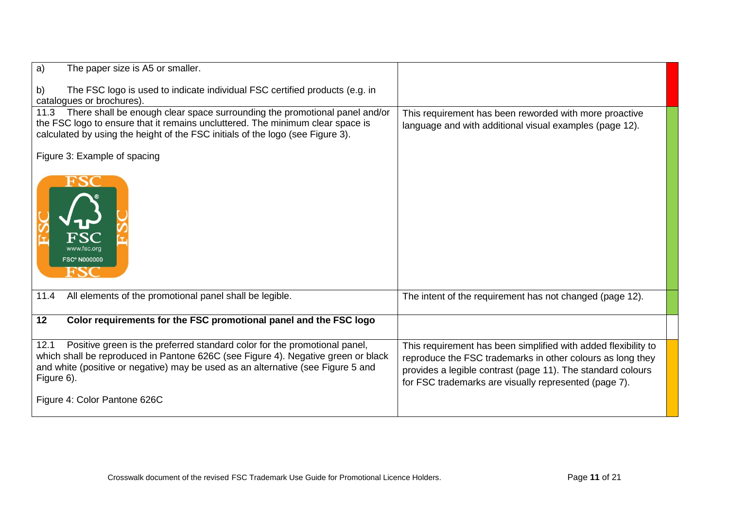| | | |
|---|---|---|
| a) The paper size is A5 or smaller.<br><br>b) The FSC logo is used to indicate individual FSC certified products (e.g. in catalogues or brochures). | | |
| 11.3 There shall be enough clear space surrounding the promotional panel and/or the FSC logo to ensure that it remains uncluttered. The minimum clear space is calculated by using the height of the FSC initials of the logo (see Figure 3).<br><br>Figure 3: Example of spacing | This requirement has been reworded with more proactive language and with additional visual examples (page 12). | |
| 11.4 All elements of the promotional panel shall be legible. | The intent of the requirement has not changed (page 12). | |
| **12 Color requirements for the FSC promotional panel and the FSC logo** | | |
| 12.1 Positive green is the preferred standard color for the promotional panel, which shall be reproduced in Pantone 626C (see Figure 4). Negative green or black and white (positive or negative) may be used as an alternative (see Figure 5 and Figure 6).<br><br>Figure 4: Color Pantone 626C | This requirement has been simplified with added flexibility to reproduce the FSC trademarks in other colours as long they provides a legible contrast (page 11). The standard colours for FSC trademarks are visually represented (page 7). | |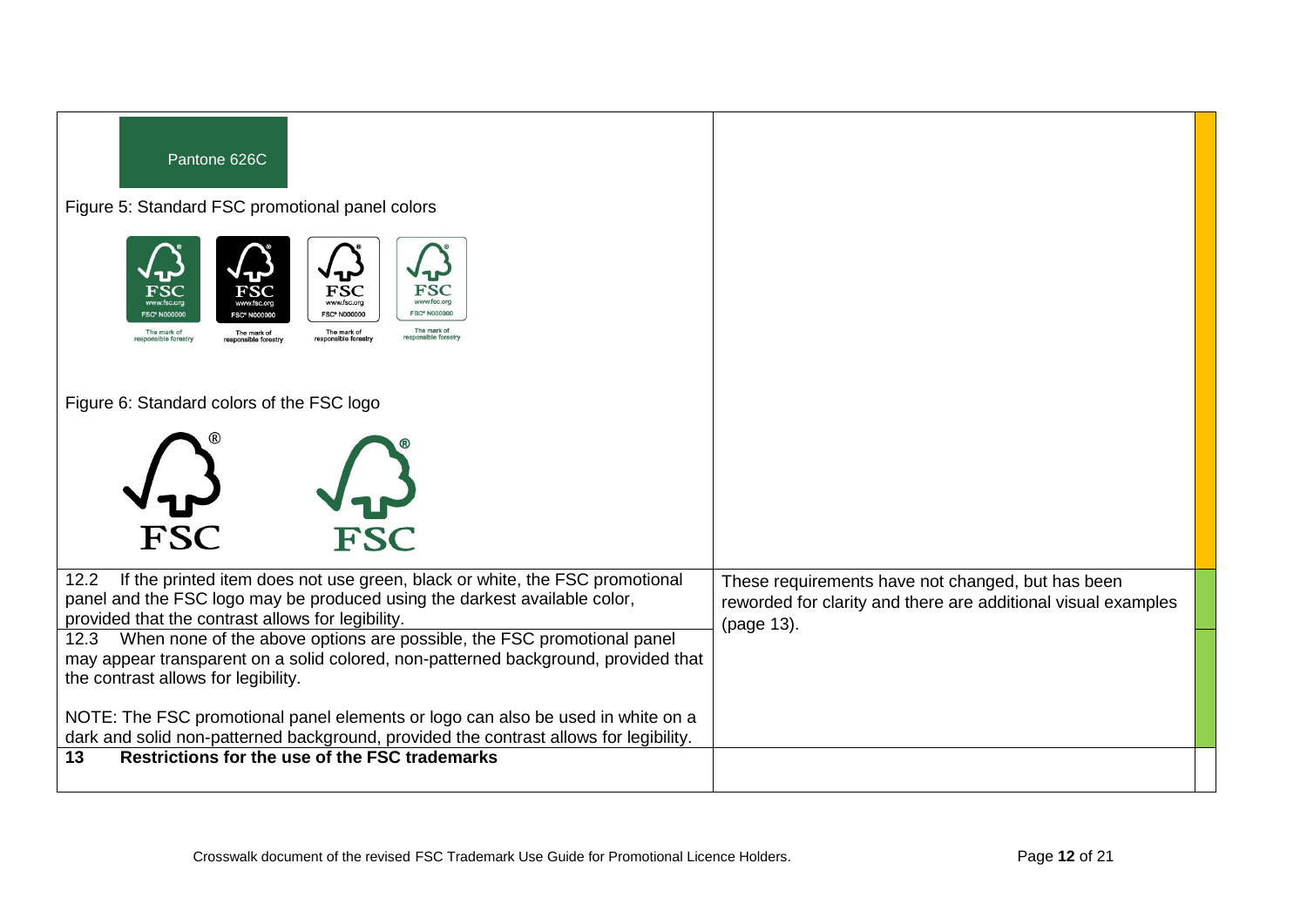| | |
|---|---|
| Pantone 626C<br><br>Figure 5: Standard FSC promotional panel colors<br><br>Figure 6: Standard colors of the FSC logo | |
| 12.2 If the printed item does not use green, black or white, the FSC promotional panel and the FSC logo may be produced using the darkest available color, provided that the contrast allows for legibility. | These requirements have not changed, but has been reworded for clarity and there are additional visual examples (page 13). |
| 12.3 When none of the above options are possible, the FSC promotional panel may appear transparent on a solid colored, non-patterned background, provided that the contrast allows for legibility.<br><br>NOTE: The FSC promotional panel elements or logo can also be used in white on a dark and solid non-patterned background, provided the contrast allows for legibility. | |
| **13 Restrictions for the use of the FSC trademarks** | |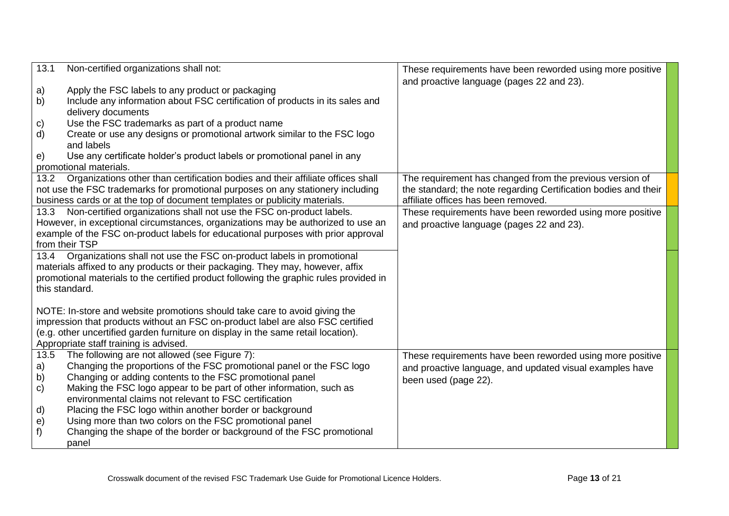| | | |
|---|---|---|
| 13.1 Non-certified organizations shall not:<br><br>a) Apply the FSC labels to any product or packaging<br>b) Include any information about FSC certification of products in its sales and delivery documents<br>c) Use the FSC trademarks as part of a product name<br>d) Create or use any designs or promotional artwork similar to the FSC logo and labels<br>e) Use any certificate holder's product labels or promotional panel in any promotional materials. | These requirements have been reworded using more positive and proactive language (pages 22 and 23). | |
| 13.2 Organizations other than certification bodies and their affiliate offices shall not use the FSC trademarks for promotional purposes on any stationery including business cards or at the top of document templates or publicity materials. | The requirement has changed from the previous version of the standard; the note regarding Certification bodies and their affiliate offices has been removed. | |
| 13.3 Non-certified organizations shall not use the FSC on-product labels. However, in exceptional circumstances, organizations may be authorized to use an example of the FSC on-product labels for educational purposes with prior approval from their TSP | These requirements have been reworded using more positive and proactive language (pages 22 and 23). | |
| 13.4 Organizations shall not use the FSC on-product labels in promotional materials affixed to any products or their packaging. They may, however, affix promotional materials to the certified product following the graphic rules provided in this standard.<br><br>NOTE: In-store and website promotions should take care to avoid giving the impression that products without an FSC on-product label are also FSC certified (e.g. other uncertified garden furniture on display in the same retail location). Appropriate staff training is advised. | | |
| 13.5 The following are not allowed (see Figure 7):<br>a) Changing the proportions of the FSC promotional panel or the FSC logo<br>b) Changing or adding contents to the FSC promotional panel<br>c) Making the FSC logo appear to be part of other information, such as environmental claims not relevant to FSC certification<br>d) Placing the FSC logo within another border or background<br>e) Using more than two colors on the FSC promotional panel<br>f) Changing the shape of the border or background of the FSC promotional panel | These requirements have been reworded using more positive and proactive language, and updated visual examples have been used (page 22). | |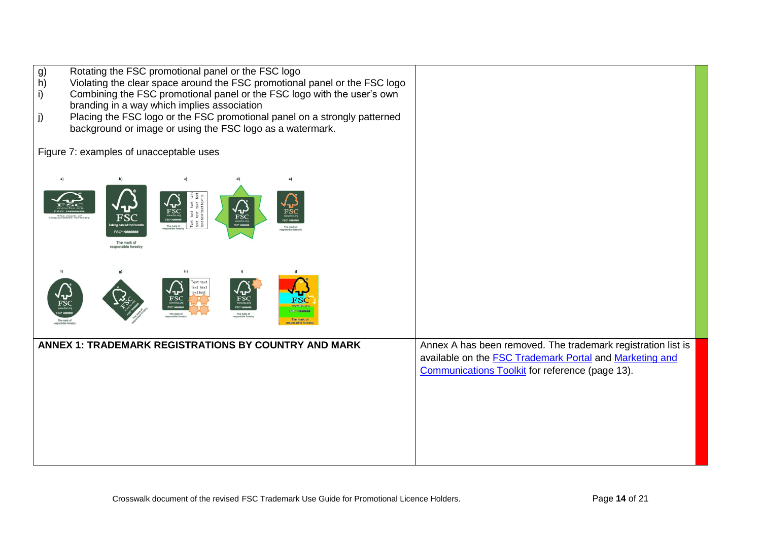| | |
|---|---|
| g) Rotating the FSC promotional panel or the FSC logo<br>h) Violating the clear space around the FSC promotional panel or the FSC logo<br>i) Combining the FSC promotional panel or the FSC logo with the user's own branding in a way which implies association<br>j) Placing the FSC logo or the FSC promotional panel on a strongly patterned background or image or using the FSC logo as a watermark.<br><br>Figure 7: examples of unacceptable uses | |
| **ANNEX 1: TRADEMARK REGISTRATIONS BY COUNTRY AND MARK** | Annex A has been removed. The trademark registration list is available on the [FSC Trademark Portal] and [Marketing and Communications Toolkit] for reference (page 13). |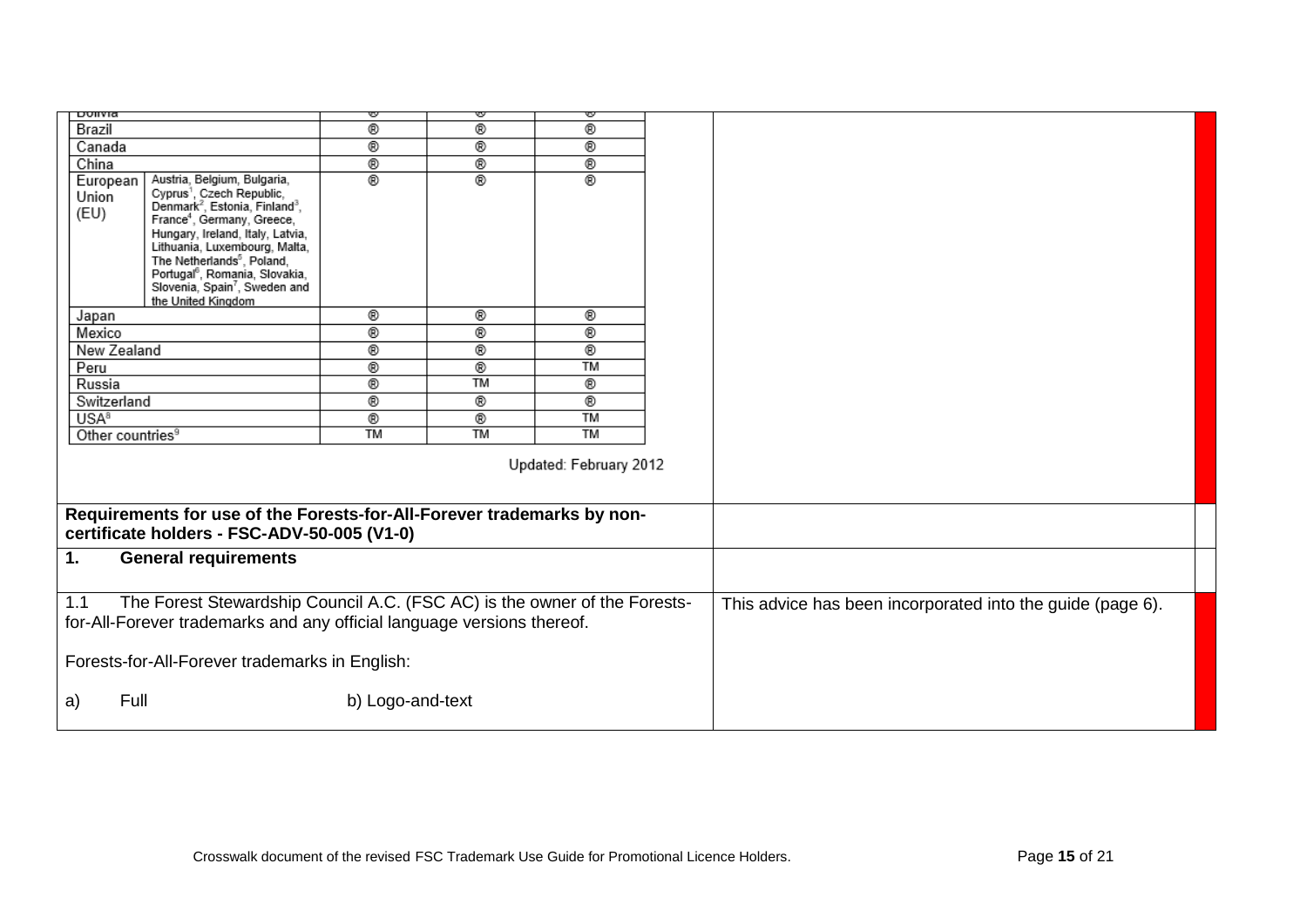| Bolivia | | ® | ® | ® |
|---|---|---|---|---|
| Brazil | | ® | ® | ® |
| Canada | | ® | ® | ® |
| China | | ® | ® | ® |
| European Union (EU) | Austria, Belgium, Bulgaria, Cyprus[1], Czech Republic, Denmark[2], Estonia, Finland[3], France[4], Germany, Greece, Hungary, Ireland, Italy, Latvia, Lithuania, Luxembourg, Malta, The Netherlands[5], Poland, Portugal[6], Romania, Slovakia, Slovenia, Spain[7], Sweden and the United Kingdom | ® | ® | ® |
| Japan | | ® | ® | ® |
| Mexico | | ® | ® | ® |
| New Zealand | | ® | ® | ® |
| Peru | | ® | ® | TM |
| Russia | | ® | TM | ® |
| Switzerland | | ® | ® | ® |
| USA[8] | | ® | ® | TM |
| Other countries[9] | | TM | TM | TM |

Updated: February 2012

| | |
|---|---|
| **Requirements for use of the Forests-for-All-Forever trademarks by non-certificate holders - FSC-ADV-50-005 (V1-0)** | |
| **1. General requirements** | |
| 1.1 The Forest Stewardship Council A.C. (FSC AC) is the owner of the Forests-for-All-Forever trademarks and any official language versions thereof.<br><br>Forests-for-All-Forever trademarks in English:<br><br>a) Full b) Logo-and-text | This advice has been incorporated into the guide (page 6). |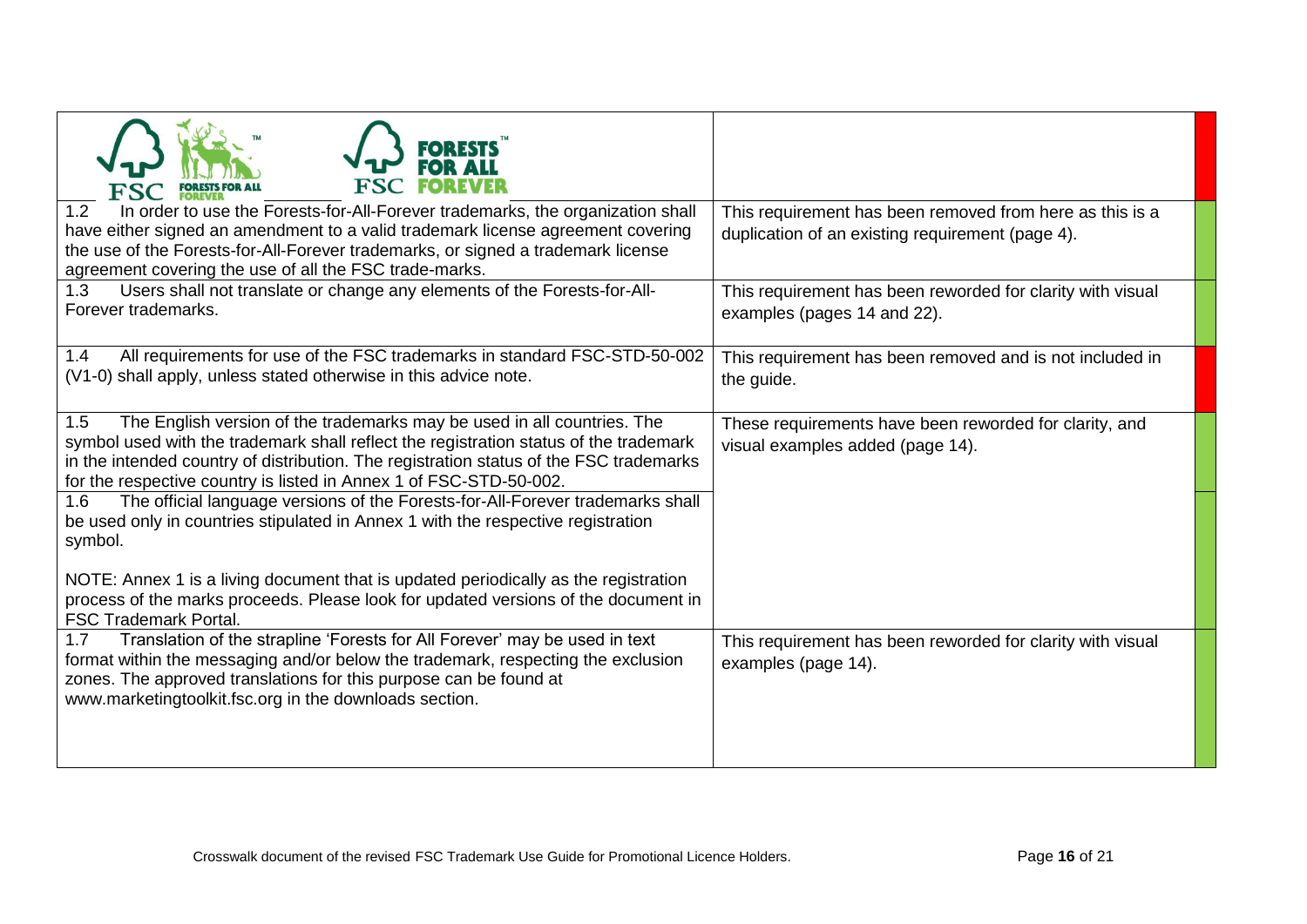| | | |
|---|---|---|
| FSC FORESTS FOR ALL FOREVER / FSC FORESTS FOR ALL FOREVER | | |
| 1.2 In order to use the Forests-for-All-Forever trademarks, the organization shall have either signed an amendment to a valid trademark license agreement covering the use of the Forests-for-All-Forever trademarks, or signed a trademark license agreement covering the use of all the FSC trade-marks. | This requirement has been removed from here as this is a duplication of an existing requirement (page 4). | |
| 1.3 Users shall not translate or change any elements of the Forests-for-All-Forever trademarks. | This requirement has been reworded for clarity with visual examples (pages 14 and 22). | |
| 1.4 All requirements for use of the FSC trademarks in standard FSC-STD-50-002 (V1-0) shall apply, unless stated otherwise in this advice note. | This requirement has been removed and is not included in the guide. | |
| 1.5 The English version of the trademarks may be used in all countries. The symbol used with the trademark shall reflect the registration status of the trademark in the intended country of distribution. The registration status of the FSC trademarks for the respective country is listed in Annex 1 of FSC-STD-50-002. | These requirements have been reworded for clarity, and visual examples added (page 14). | |
| 1.6 The official language versions of the Forests-for-All-Forever trademarks shall be used only in countries stipulated in Annex 1 with the respective registration symbol.<br><br>NOTE: Annex 1 is a living document that is updated periodically as the registration process of the marks proceeds. Please look for updated versions of the document in FSC Trademark Portal. | | |
| 1.7 Translation of the strapline 'Forests for All Forever' may be used in text format within the messaging and/or below the trademark, respecting the exclusion zones. The approved translations for this purpose can be found at www.marketingtoolkit.fsc.org in the downloads section. | This requirement has been reworded for clarity with visual examples (page 14). | |

Crosswalk document of the revised FSC Trademark Use Guide for Promotional Licence Holders.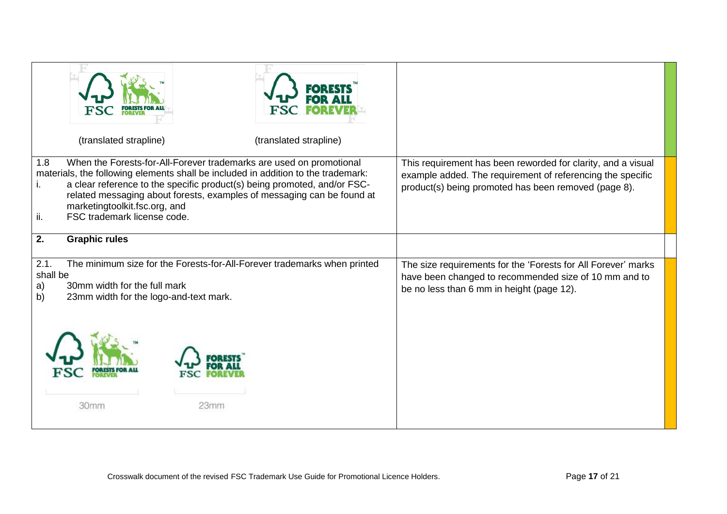| | |
|---|---|
| (translated strapline) (translated strapline) | |
| 1.8 When the Forests-for-All-Forever trademarks are used on promotional materials, the following elements shall be included in addition to the trademark:<br>i. a clear reference to the specific product(s) being promoted, and/or FSC-related messaging about forests, examples of messaging can be found at marketingtoolkit.fsc.org, and<br>ii. FSC trademark license code. | This requirement has been reworded for clarity, and a visual example added. The requirement of referencing the specific product(s) being promoted has been removed (page 8). |
| **2. Graphic rules** | |
| 2.1. The minimum size for the Forests-for-All-Forever trademarks when printed shall be<br>a) 30mm width for the full mark<br>b) 23mm width for the logo-and-text mark.<br><br>30mm 23mm | The size requirements for the 'Forests for All Forever' marks have been changed to recommended size of 10 mm and to be no less than 6 mm in height (page 12). |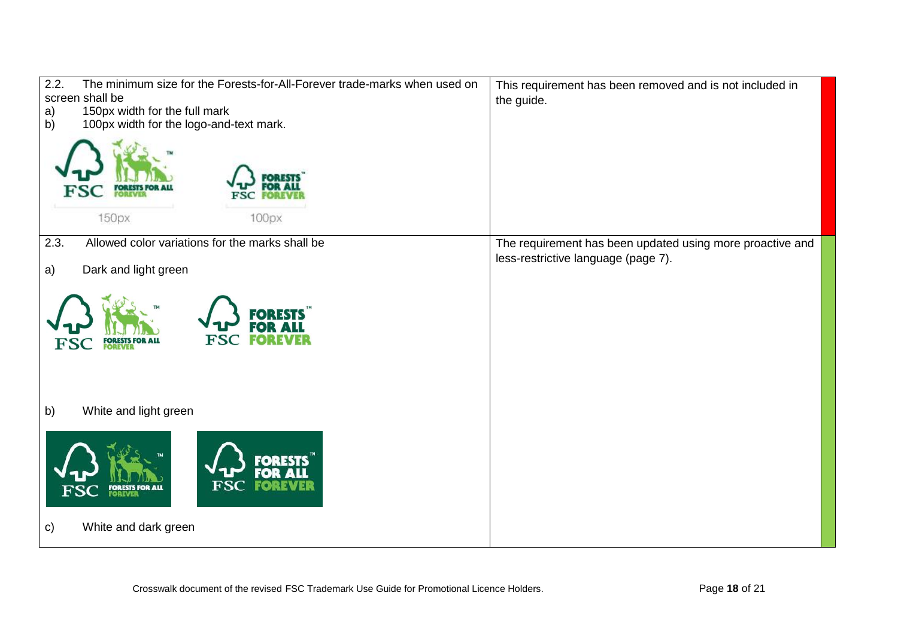| | |
|---|---|
| 2.2. The minimum size for the Forests-for-All-Forever trade-marks when used on screen shall be<br>a) 150px width for the full mark<br>b) 100px width for the logo-and-text mark.<br>150px 100px | This requirement has been removed and is not included in the guide. |
| 2.3. Allowed color variations for the marks shall be<br>a) Dark and light green<br>b) White and light green<br>c) White and dark green | The requirement has been updated using more proactive and less-restrictive language (page 7). |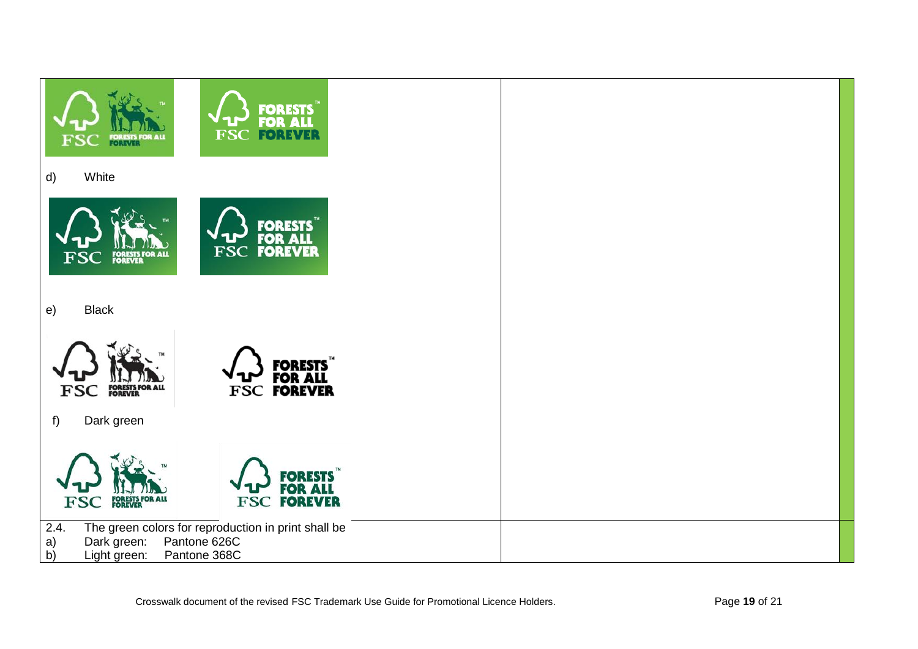| | | |
|---|---|---|
| d) White<br><br>e) Black<br><br>f) Dark green | | |
| 2.4. The green colors for reproduction in print shall be<br>a) Dark green: Pantone 626C<br>b) Light green: Pantone 368C | | |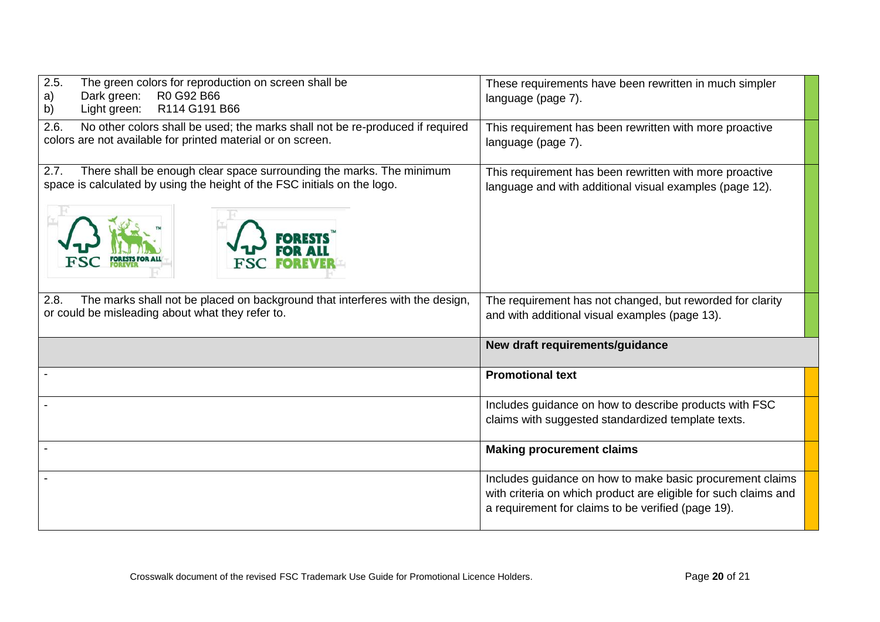| | |
|---|---|
| 2.5. The green colors for reproduction on screen shall be<br>a) Dark green: R0 G92 B66<br>b) Light green: R114 G191 B66 | These requirements have been rewritten in much simpler language (page 7). |
| 2.6. No other colors shall be used; the marks shall not be re-produced if required colors are not available for printed material or on screen. | This requirement has been rewritten with more proactive language (page 7). |
| 2.7. There shall be enough clear space surrounding the marks. The minimum space is calculated by using the height of the FSC initials on the logo. | This requirement has been rewritten with more proactive language and with additional visual examples (page 12). |
| 2.8. The marks shall not be placed on background that interferes with the design, or could be misleading about what they refer to. | The requirement has not changed, but reworded for clarity and with additional visual examples (page 13). |
| | **New draft requirements/guidance** |
| - | **Promotional text** |
| - | Includes guidance on how to describe products with FSC claims with suggested standardized template texts. |
| - | **Making procurement claims** |
| - | Includes guidance on how to make basic procurement claims with criteria on which product are eligible for such claims and a requirement for claims to be verified (page 19). |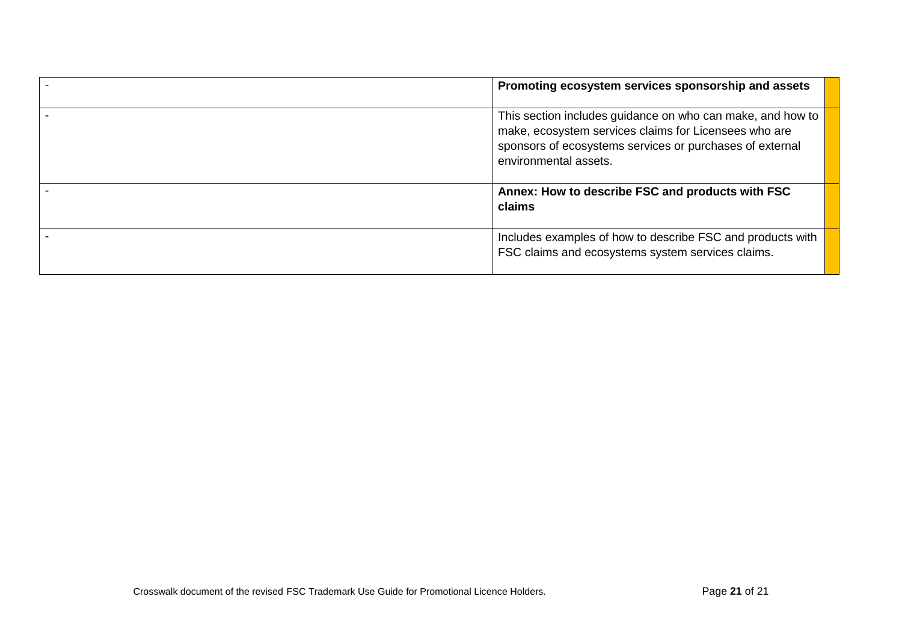| | | |
|---|---|---|
| - | **Promoting ecosystem services sponsorship and assets** | |
| - | This section includes guidance on who can make, and how to make, ecosystem services claims for Licensees who are sponsors of ecosystems services or purchases of external environmental assets. | |
| - | **Annex: How to describe FSC and products with FSC claims** | |
| - | Includes examples of how to describe FSC and products with FSC claims and ecosystems system services claims. | |